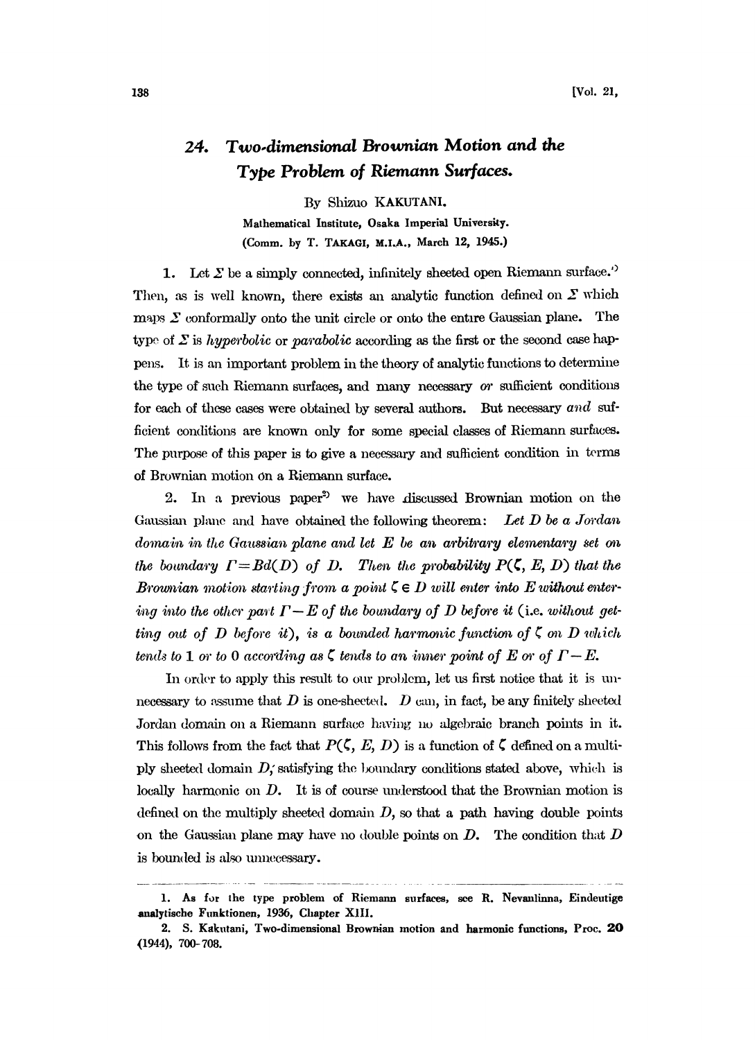# 24. Two-dimensional Brownian Motion and the Type Problem of Riemann Surfaces.

By Shizuo KAKUTANI.

Mathematical Institute, Osaka Imperial University.

(Comm. by T. TAKAGI, M.I.A., March 12, 1945.)

1. Let $\Sigma$ be a simply connected, infinitely sheeted open Riemann surface.[1] Then, as is well known, there exists an analytic function defined on $\Sigma$ which maps $\Sigma$ conformally onto the unit circle or onto the entire Gaussian plane. The type of $\Sigma$ is *hyperbolic* or *parabolic* according as the first or the second case happens. It is an important problem in the theory of analytic functions to determine the type of such Riemann surfaces, and many necessary *or* sufficient conditions for each of these cases were obtained by several authors. But necessary *and* sufficient conditions are known only for some special classes of Riemann surfaces. The purpose of this paper is to give a necessary and sufficient condition in terms of Brownian motion on a Riemann surface.

2. In a previous paper[2] we have discussed Brownian motion on the Gaussian plane and have obtained the following theorem: *Let $D$ be a Jordan domain in the Gaussian plane and let $E$ be an arbitrary elementary set on the boundary $\Gamma = Bd(D)$ of $D$. Then the probability $P(\zeta, E, D)$ that the Brownian motion starting from a point $\zeta \in D$ will enter into $E$ without entering into the other part $\Gamma - E$ of the boundary of $D$ before it* (i.e. *without getting out of $D$ before it*), *is a bounded harmonic function of $\zeta$ on $D$ which tends to 1 or to 0 according as $\zeta$ tends to an inner point of $E$ or of $\Gamma - E$.*

In order to apply this result to our problem, let us first notice that it is unnecessary to assume that $D$ is one-sheeted. $D$ can, in fact, be any finitely sheeted Jordan domain on a Riemann surface having no algebraic branch points in it. This follows from the fact that $P(\zeta, E, D)$ is a function of $\zeta$ defined on a multiply sheeted domain $D$, satisfying the boundary conditions stated above, which is locally harmonic on $D$. It is of course understood that the Brownian motion is defined on the multiply sheeted domain $D$, so that a path having double points on the Gaussian plane may have no double points on $D$. The condition that $D$ is bounded is also unnecessary.

---

1. As for the type problem of Riemann surfaces, see R. Nevanlinna, Eindeutige analytische Funktionen, 1936, Chapter XIII.

2. S. Kakutani, Two-dimensional Brownian motion and harmonic functions, Proc. **20** (1944), 700-708.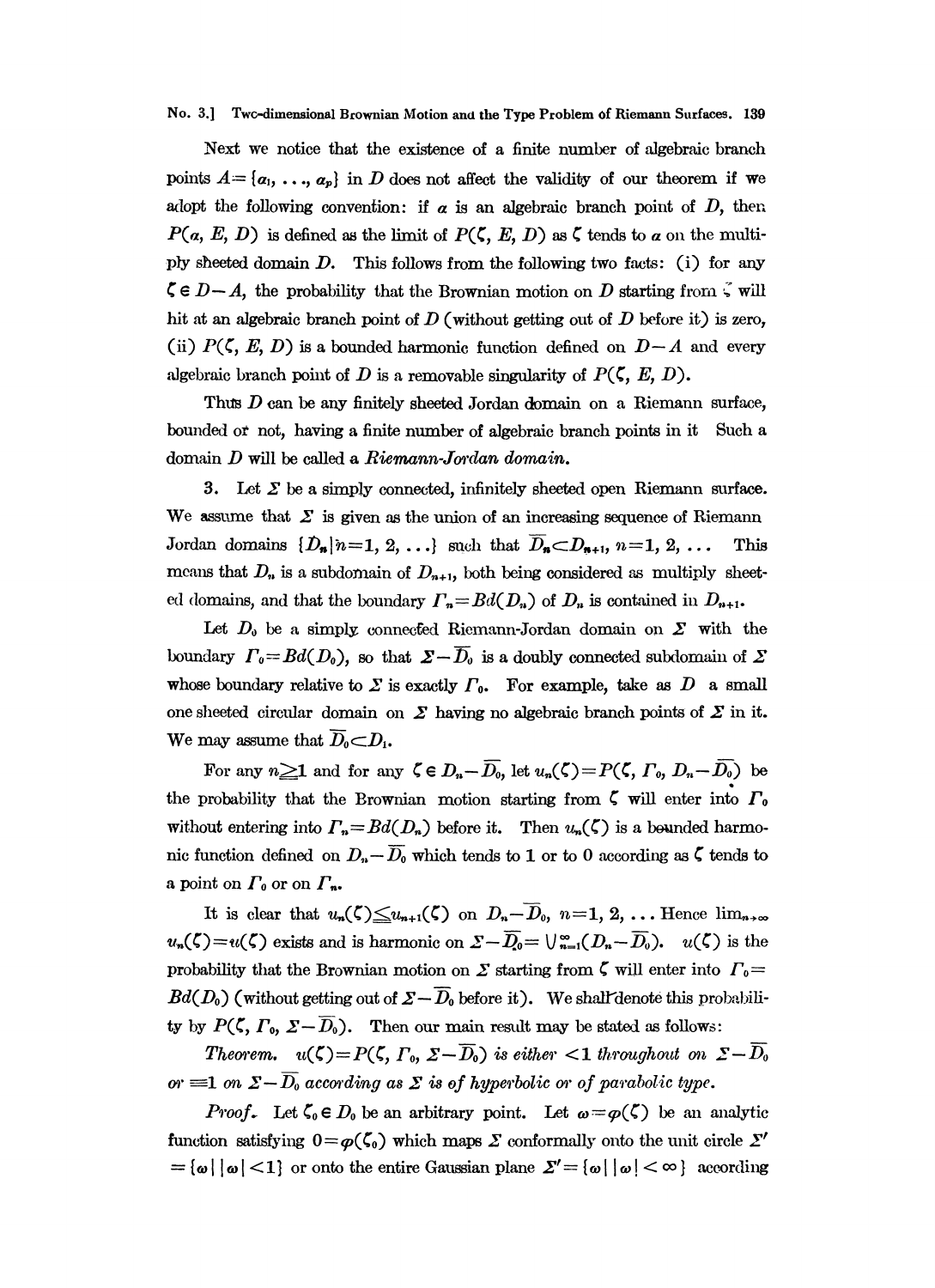Next we notice that the existence of a finite number of algebraic branch points $A=\{a_1, \ldots, a_p\}$ in $D$ does not affect the validity of our theorem if we adopt the following convention: if $a$ is an algebraic branch point of $D$, then $P(a, E, D)$ is defined as the limit of $P(\zeta, E, D)$ as $\zeta$ tends to $a$ on the multiply sheeted domain $D$. This follows from the following two facts: (i) for any $\zeta \in D-A$, the probability that the Brownian motion on $D$ starting from $\zeta$ will hit at an algebraic branch point of $D$ (without getting out of $D$ before it) is zero, (ii) $P(\zeta, E, D)$ is a bounded harmonic function defined on $D-A$ and every algebraic branch point of $D$ is a removable singularity of $P(\zeta, E, D)$.

Thus $D$ can be any finitely sheeted Jordan domain on a Riemann surface, bounded or not, having a finite number of algebraic branch points in it Such a domain $D$ will be called a *Riemann-Jordan domain*.

**3.** Let $\Sigma$ be a simply connected, infinitely sheeted open Riemann surface. We assume that $\Sigma$ is given as the union of an increasing sequence of Riemann Jordan domains $\{D_n | n=1, 2, \ldots\}$ such that $\overline{D}_n \subset D_{n+1}$, $n=1, 2, \ldots$ This means that $D_n$ is a subdomain of $D_{n+1}$, both being considered as multiply sheeted domains, and that the boundary $\Gamma_n = Bd(D_n)$ of $D_n$ is contained in $D_{n+1}$.

Let $D_0$ be a simply connected Riemann-Jordan domain on $\Sigma$ with the boundary $\Gamma_0 = Bd(D_0)$, so that $\Sigma - \overline{D}_0$ is a doubly connected subdomain of $\Sigma$ whose boundary relative to $\Sigma$ is exactly $\Gamma_0$. For example, take as $D$ a small one sheeted circular domain on $\Sigma$ having no algebraic branch points of $\Sigma$ in it. We may assume that $\overline{D}_0 \subset D_1$.

For any $n \geqq 1$ and for any $\zeta \in D_n - \overline{D}_0$, let $u_n(\zeta) = P(\zeta, \Gamma_0, D_n - \overline{D}_0)$ be the probability that the Brownian motion starting from $\zeta$ will enter into $\Gamma_0$ without entering into $\Gamma_n = Bd(D_n)$ before it. Then $u_n(\zeta)$ is a bounded harmonic function defined on $D_n - \overline{D}_0$ which tends to 1 or to 0 according as $\zeta$ tends to a point on $\Gamma_0$ or on $\Gamma_n$.

It is clear that $u_n(\zeta) \leqq u_{n+1}(\zeta)$ on $D_n - \overline{D}_0$, $n=1, 2, \ldots$ Hence $\lim_{n \to \infty} u_n(\zeta) = u(\zeta)$ exists and is harmonic on $\Sigma - \overline{D}_0 = \bigcup_{n=1}^{\infty} (D_n - \overline{D}_0)$. $u(\zeta)$ is the probability that the Brownian motion on $\Sigma$ starting from $\zeta$ will enter into $\Gamma_0 = Bd(D_0)$ (without getting out of $\Sigma - \overline{D}_0$ before it). We shall denote this probability by $P(\zeta, \Gamma_0, \Sigma - \overline{D}_0)$. Then our main result may be stated as follows:

*Theorem.* $u(\zeta) = P(\zeta, \Gamma_0, \Sigma - \overline{D}_0)$ *is either* $<1$ *throughout on* $\Sigma - \overline{D}_0$ *or* $\equiv 1$ *on* $\Sigma - \overline{D}_0$ *according as* $\Sigma$ *is of hyperbolic or of parabolic type.*

*Proof.* Let $\zeta_0 \in D_0$ be an arbitrary point. Let $\omega = \varphi(\zeta)$ be an analytic function satisfying $0 = \varphi(\zeta_0)$ which maps $\Sigma$ conformally onto the unit circle $\Sigma' = \{\omega \mid |\omega| < 1\}$ or onto the entire Gaussian plane $\Sigma' = \{\omega \mid |\omega| < \infty\}$ according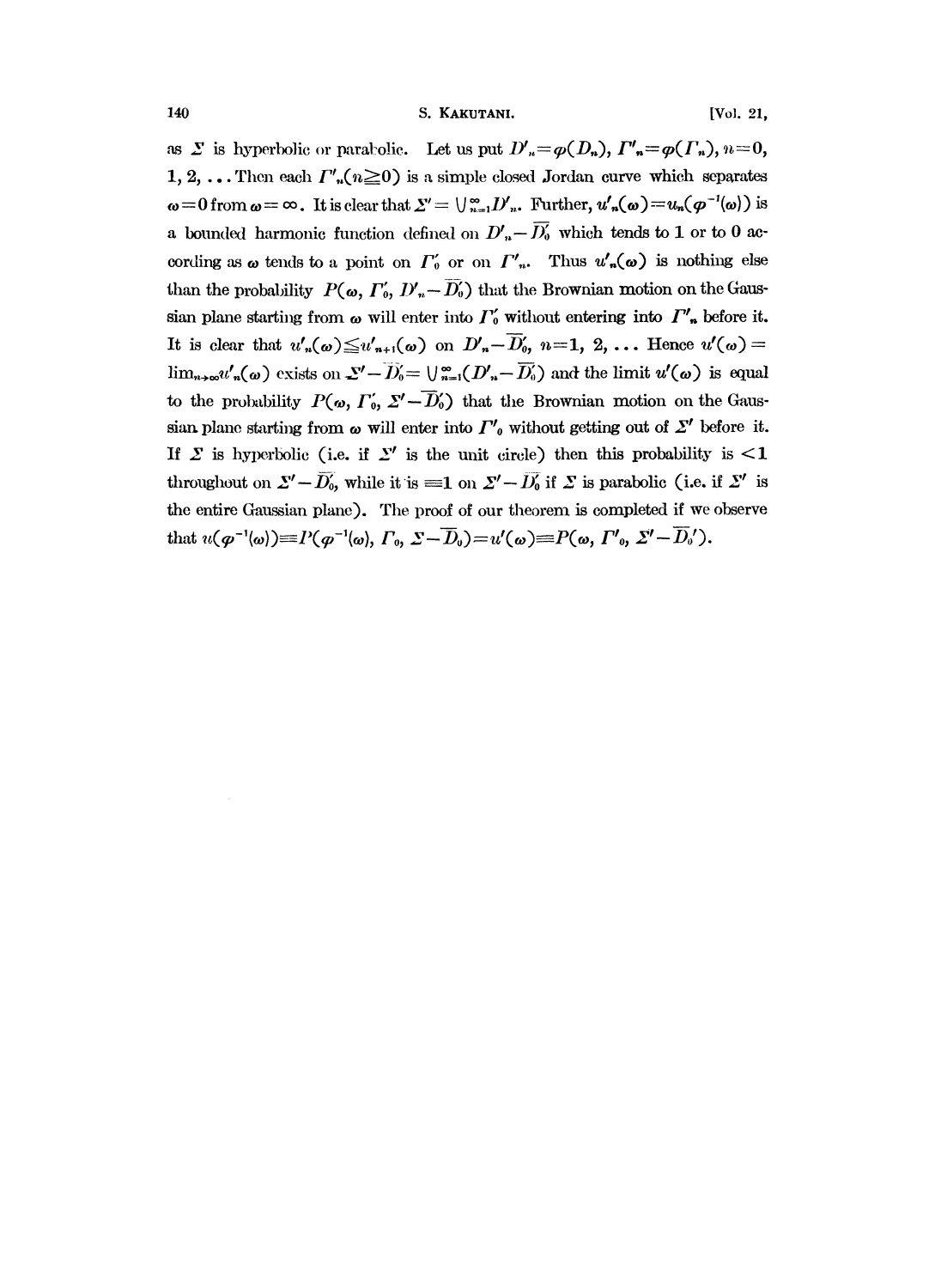as $\Sigma$ is hyperbolic or parabolic. Let us put $D'_n = \varphi(D_n)$, $\Gamma'_n = \varphi(\Gamma_n)$, $n = 0, 1, 2, \ldots$ Then each $\Gamma'_n (n \geqq 0)$ is a simple closed Jordan curve which separates $\omega = 0$ from $\omega = \infty$. It is clear that $\Sigma' = \bigcup_{n=1}^{\infty} D'_n$. Further, $u'_n(\omega) = u_n(\varphi^{-1}(\omega))$ is a bounded harmonic function defined on $D'_n - \overline{D'_0}$ which tends to 1 or to 0 according as $\omega$ tends to a point on $\Gamma'_0$ or on $\Gamma'_n$. Thus $u'_n(\omega)$ is nothing else than the probability $P(\omega, \Gamma'_0, D'_n - \overline{D'_0})$ that the Brownian motion on the Gaussian plane starting from $\omega$ will enter into $\Gamma'_0$ without entering into $\Gamma'_n$ before it. It is clear that $u'_n(\omega) \leqq u'_{n+1}(\omega)$ on $D'_n - \overline{D'_0}$, $n = 1, 2, \ldots$ Hence $u'(\omega) = \lim_{n \to \infty} u'_n(\omega)$ exists on $\Sigma' - \overline{D'_0} = \bigcup_{n=1}^{\infty} (D'_n - \overline{D'_0})$ and the limit $u'(\omega)$ is equal to the probability $P(\omega, \Gamma'_0, \Sigma' - \overline{D'_0})$ that the Brownian motion on the Gaussian plane starting from $\omega$ will enter into $\Gamma'_0$ without getting out of $\Sigma'$ before it. If $\Sigma$ is hyperbolic (i.e. if $\Sigma'$ is the unit circle) then this probability is $< 1$ throughout on $\Sigma' - \overline{D'_0}$, while it is $\equiv 1$ on $\Sigma' - \overline{D'_0}$ if $\Sigma$ is parabolic (i.e. if $\Sigma'$ is the entire Gaussian plane). The proof of our theorem is completed if we observe that $u(\varphi^{-1}(\omega)) \equiv P(\varphi^{-1}(\omega), \Gamma_0, \Sigma - \overline{D}_0) = u'(\omega) \equiv P(\omega, \Gamma'_0, \Sigma' - \overline{D}'_0)$.